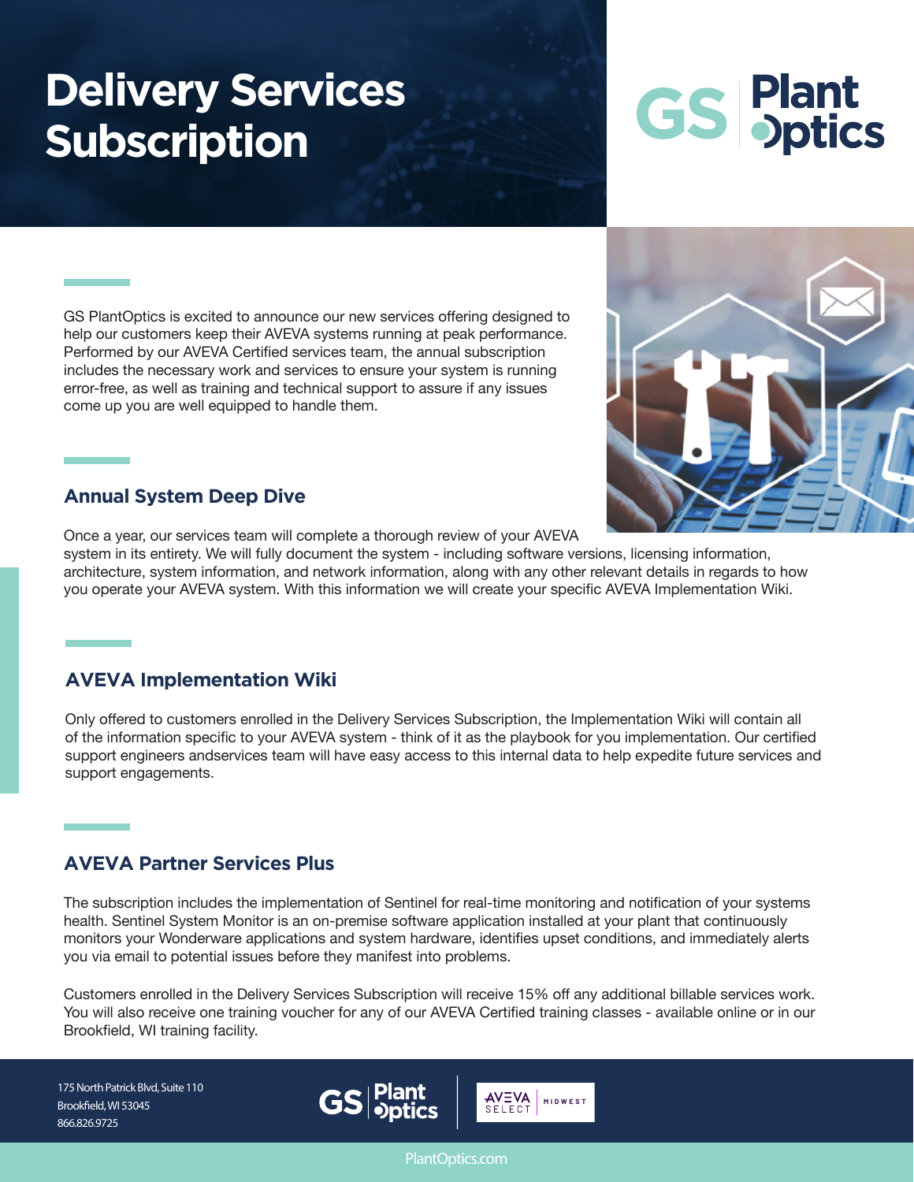# Delivery Services Subscription

GS PlantOptics is excited to announce our new services offering designed to help our customers keep their AVEVA systems running at peak performance. Performed by our AVEVA Certified services team, the annual subscription includes the necessary work and services to ensure your system is running error-free, as well as training and technical support to assure if any issues come up you are well equipped to handle them.

## Annual System Deep Dive

Once a year, our services team will complete a thorough review of your AVEVA system in its entirety. We will fully document the system - including software versions, licensing information, architecture, system information, and network information, along with any other relevant details in regards to how you operate your AVEVA system. With this information we will create your specific AVEVA Implementation Wiki.

## AVEVA Implementation Wiki

Only offered to customers enrolled in the Delivery Services Subscription, the Implementation Wiki will contain all of the information specific to your AVEVA system - think of it as the playbook for you implementation. Our certified support engineers andservices team will have easy access to this internal data to help expedite future services and support engagements.

## AVEVA Partner Services Plus

The subscription includes the implementation of Sentinel for real-time monitoring and notification of your systems health. Sentinel System Monitor is an on-premise software application installed at your plant that continuously monitors your Wonderware applications and system hardware, identifies upset conditions, and immediately alerts you via email to potential issues before they manifest into problems.

Customers enrolled in the Delivery Services Subscription will receive 15% off any additional billable services work. You will also receive one training voucher for any of our AVEVA Certified training classes - available online or in our Brookfield, WI training facility.

175 North Patrick Blvd, Suite 110
Brookfield, WI 53045
866.826.9725

PlantOptics.com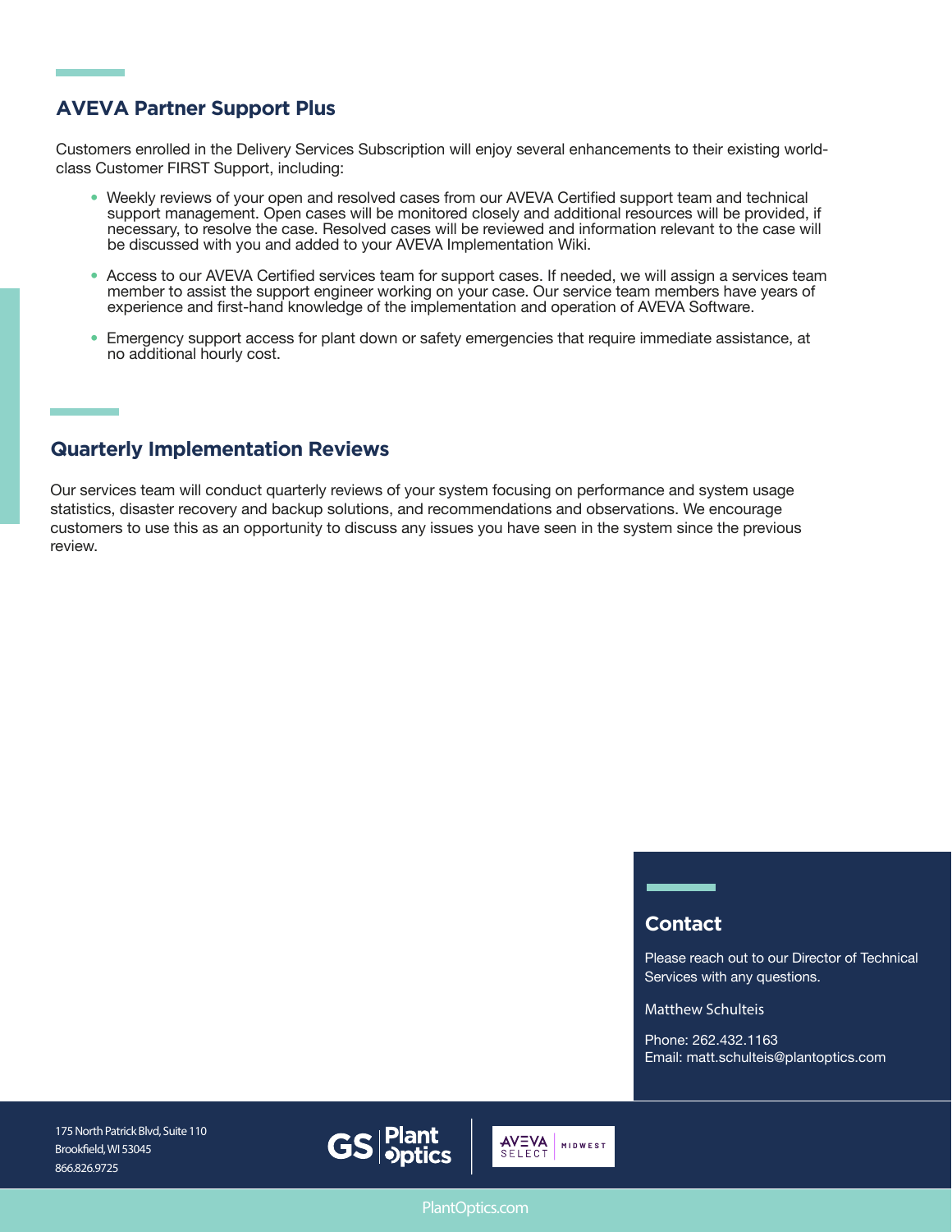## AVEVA Partner Support Plus

Customers enrolled in the Delivery Services Subscription will enjoy several enhancements to their existing world-class Customer FIRST Support, including:

- Weekly reviews of your open and resolved cases from our AVEVA Certified support team and technical support management. Open cases will be monitored closely and additional resources will be provided, if necessary, to resolve the case. Resolved cases will be reviewed and information relevant to the case will be discussed with you and added to your AVEVA Implementation Wiki.
- Access to our AVEVA Certified services team for support cases. If needed, we will assign a services team member to assist the support engineer working on your case. Our service team members have years of experience and first-hand knowledge of the implementation and operation of AVEVA Software.
- Emergency support access for plant down or safety emergencies that require immediate assistance, at no additional hourly cost.

## Quarterly Implementation Reviews

Our services team will conduct quarterly reviews of your system focusing on performance and system usage statistics, disaster recovery and backup solutions, and recommendations and observations. We encourage customers to use this as an opportunity to discuss any issues you have seen in the system since the previous review.

## Contact

Please reach out to our Director of Technical Services with any questions.

Matthew Schulteis

Phone: 262.432.1163
Email: matt.schulteis@plantoptics.com

175 North Patrick Blvd, Suite 110
Brookfield, WI 53045
866.826.9725

GS | Plant Optics

AVEVA SELECT | MIDWEST

PlantOptics.com